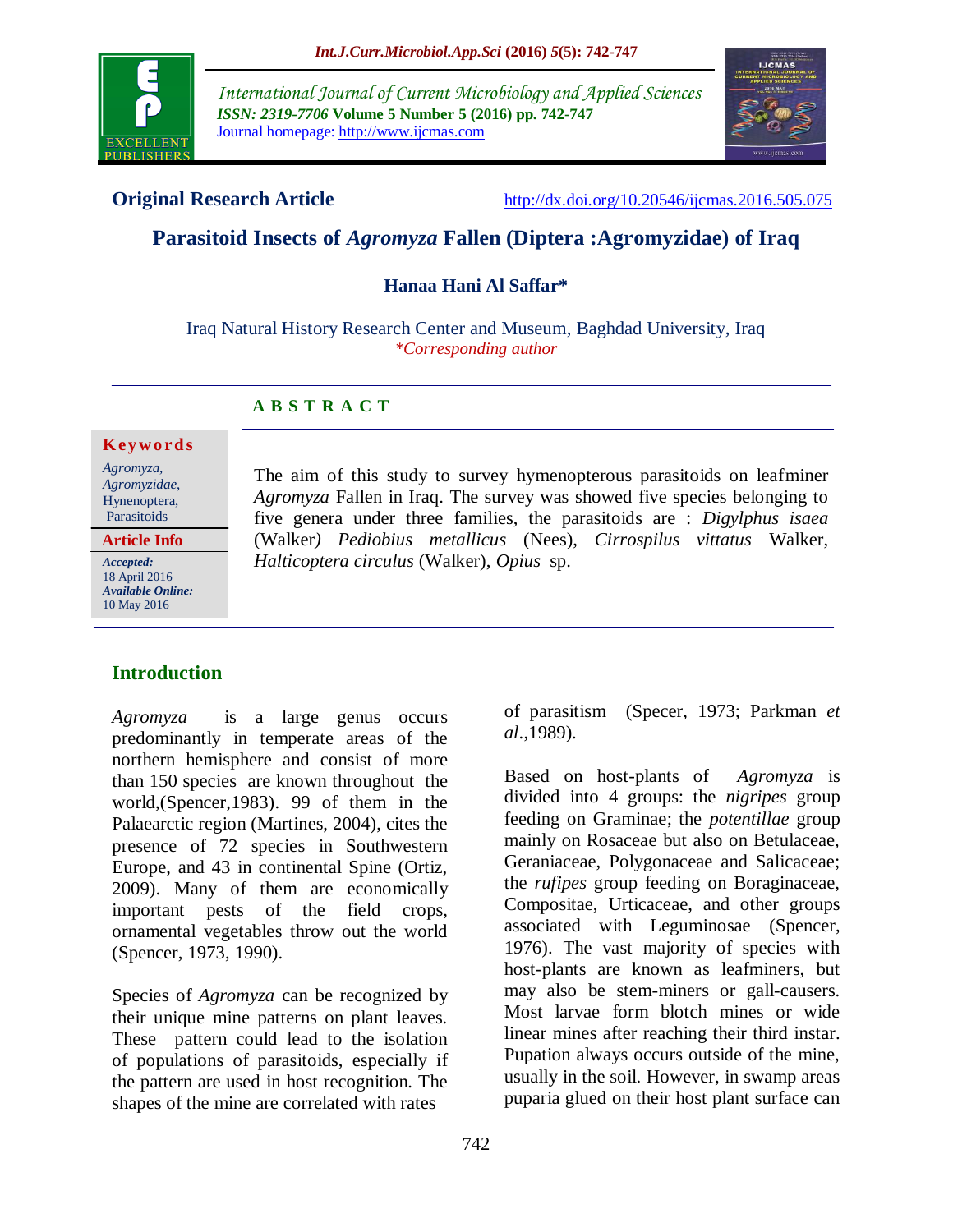**Original Research Article**

http://dx.doi.org/10.20546/ijcmas.2016.505.075

# Parasitoid Insects of *Agromyza* Fallen (Diptera :Agromyzidae) of Iraq

**Hanaa Hani Al Saffar***

Iraq Natural History Research Center and Museum, Baghdad University, Iraq

*\*Corresponding author*

## A B S T R A C T

**Keywords**

*Agromyza*, *Agromyzidae*, Hynenoptera, Parasitoids

**Article Info**

***Accepted:*** 18 April 2016

***Available Online:*** 10 May 2016

The aim of this study to survey hymenopterous parasitoids on leafminer *Agromyza* Fallen in Iraq. The survey was showed five species belonging to five genera under three families, the parasitoids are : *Digylphus isaea* (Walker) *Pediobius metallicus* (Nees), *Cirrospilus vittatus* Walker, *Halticoptera circulus* (Walker), *Opius* sp.

## Introduction

*Agromyza* is a large genus occurs predominantly in temperate areas of the northern hemisphere and consist of more than 150 species are known throughout the world,(Spencer,1983). 99 of them in the Palaearctic region (Martines, 2004), cites the presence of 72 species in Southwestern Europe, and 43 in continental Spine (Ortiz, 2009). Many of them are economically important pests of the field crops, ornamental vegetables throw out the world (Spencer, 1973, 1990).

Species of *Agromyza* can be recognized by their unique mine patterns on plant leaves. These pattern could lead to the isolation of populations of parasitoids, especially if the pattern are used in host recognition. The shapes of the mine are correlated with rates of parasitism (Specer, 1973; Parkman *et al.*,1989).

Based on host-plants of *Agromyza* is divided into 4 groups: the *nigripes* group feeding on Graminae; the *potentillae* group mainly on Rosaceae but also on Betulaceae, Geraniaceae, Polygonaceae and Salicaceae; the *rufipes* group feeding on Boraginaceae, Compositae, Urticaceae, and other groups associated with Leguminosae (Spencer, 1976). The vast majority of species with host-plants are known as leafminers, but may also be stem-miners or gall-causers. Most larvae form blotch mines or wide linear mines after reaching their third instar. Pupation always occurs outside of the mine, usually in the soil. However, in swamp areas puparia glued on their host plant surface can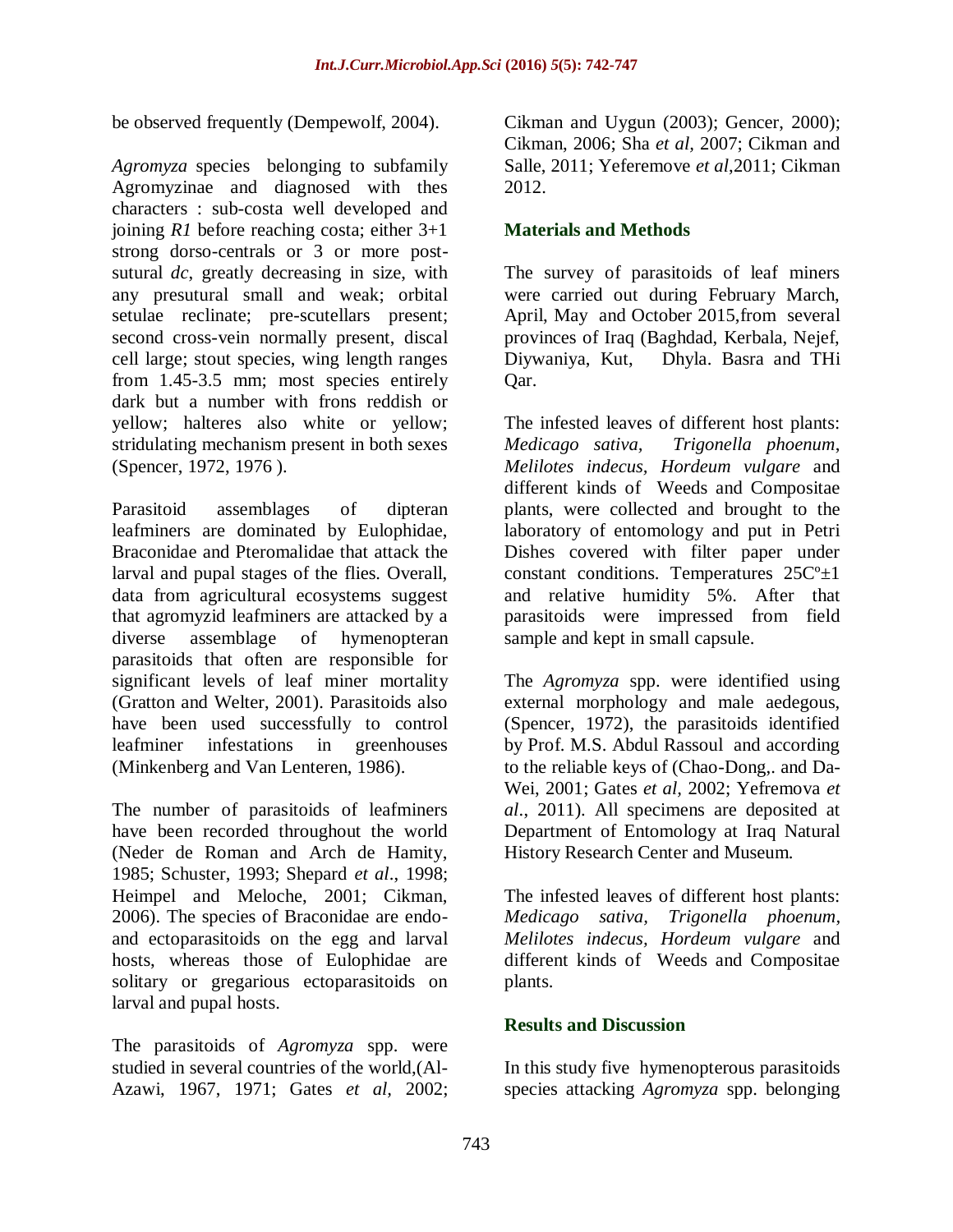be observed frequently (Dempewolf, 2004).

*Agromyza* species belonging to subfamily Agromyzinae and diagnosed with thes characters : sub-costa well developed and joining *R1* before reaching costa; either 3+1 strong dorso-centrals or 3 or more post-sutural *dc*, greatly decreasing in size, with any presutural small and weak; orbital setulae reclinate; pre-scutellars present; second cross-vein normally present, discal cell large; stout species, wing length ranges from 1.45-3.5 mm; most species entirely dark but a number with frons reddish or yellow; halteres also white or yellow; stridulating mechanism present in both sexes (Spencer, 1972, 1976 ).

Parasitoid assemblages of dipteran leafminers are dominated by Eulophidae, Braconidae and Pteromalidae that attack the larval and pupal stages of the flies. Overall, data from agricultural ecosystems suggest that agromyzid leafminers are attacked by a diverse assemblage of hymenopteran parasitoids that often are responsible for significant levels of leaf miner mortality (Gratton and Welter, 2001). Parasitoids also have been used successfully to control leafminer infestations in greenhouses (Minkenberg and Van Lenteren, 1986).

The number of parasitoids of leafminers have been recorded throughout the world (Neder de Roman and Arch de Hamity, 1985; Schuster, 1993; Shepard *et al*., 1998; Heimpel and Meloche, 2001; Cikman, 2006). The species of Braconidae are endo- and ectoparasitoids on the egg and larval hosts, whereas those of Eulophidae are solitary or gregarious ectoparasitoids on larval and pupal hosts.

The parasitoids of *Agromyza* spp. were studied in several countries of the world,(Al-Azawi, 1967, 1971; Gates *et al*, 2002; Cikman and Uygun (2003); Gencer, 2000); Cikman, 2006; Sha *et al*, 2007; Cikman and Salle, 2011; Yeferemove *et al*,2011; Cikman 2012.

## Materials and Methods

The survey of parasitoids of leaf miners were carried out during February March, April, May and October 2015,from several provinces of Iraq (Baghdad, Kerbala, Nejef, Diywaniya, Kut, Dhyla. Basra and THi Qar.

The infested leaves of different host plants: *Medicago sativa*, *Trigonella phoenum*, *Melilotes indecus*, *Hordeum vulgare* and different kinds of Weeds and Compositae plants, were collected and brought to the laboratory of entomology and put in Petri Dishes covered with filter paper under constant conditions. Temperatures 25Cº±1 and relative humidity 5%. After that parasitoids were impressed from field sample and kept in small capsule.

The *Agromyza* spp. were identified using external morphology and male aedegous, (Spencer, 1972), the parasitoids identified by Prof. M.S. Abdul Rassoul and according to the reliable keys of (Chao-Dong,. and Da-Wei, 2001; Gates *et al*, 2002; Yefremova *et al*., 2011). All specimens are deposited at Department of Entomology at Iraq Natural History Research Center and Museum.

The infested leaves of different host plants: *Medicago sativa*, *Trigonella phoenum*, *Melilotes indecus*, *Hordeum vulgare* and different kinds of Weeds and Compositae plants.

## Results and Discussion

In this study five hymenopterous parasitoids species attacking *Agromyza* spp. belonging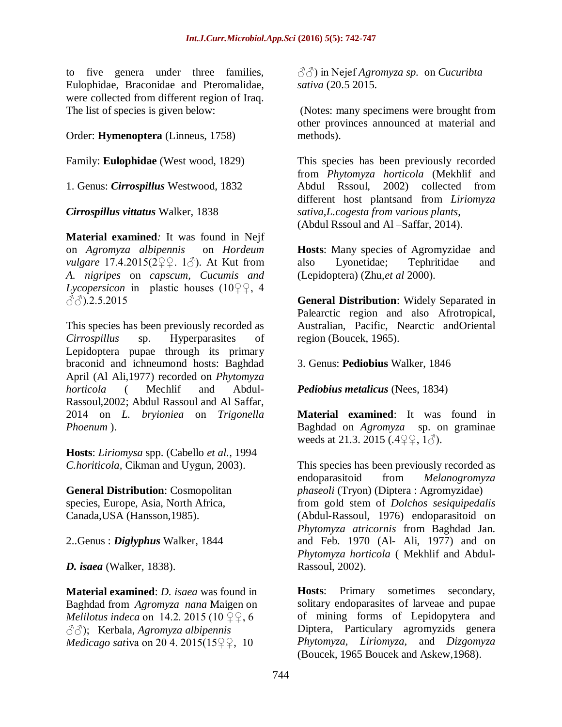to five genera under three families, Eulophidae, Braconidae and Pteromalidae, were collected from different region of Iraq. The list of species is given below:

Order: **Hymenoptera** (Linneus, 1758)

Family: **Eulophidae** (West wood, 1829)

1. Genus: ***Cirrospillus*** Westwood, 1832

***Cirrospillus vittatus*** Walker, 1838

**Material examined***:* It was found in Nejf on *Agromyza albipennis* on *Hordeum vulgare* 17.4.2015(2♀♀. 1♂). At Kut from *A. nigripes* on *capscum, Cucumis and Lycopersicon* in plastic houses (10♀♀, 4 ♂♂).2.5.2015

This species has been previously recorded as *Cirrospillus* sp. Hyperparasites of Lepidoptera pupae through its primary braconid and ichneumond hosts: Baghdad April (Al Ali,1977) recorded on *Phytomyza horticola* ( Mechlif and Abdul-Rassoul,2002; Abdul Rassoul and Al Saffar, 2014 on *L. bryioniea* on *Trigonella Phoenum* ).

**Hosts**: *Liriomysa* spp. (Cabello *et al.*, 1994 *C.horiticola*, Cikman and Uygun, 2003).

**General Distribution**: Cosmopolitan species, Europe, Asia, North Africa, Canada,USA (Hansson,1985).

2..Genus : ***Diglyphus*** Walker, 1844

***D. isaea*** (Walker, 1838).

**Material examined**: *D. isaea* was found in Baghdad from *Agromyza nana* Maigen on *Melilotus indeca* on 14.2. 2015 (10 ♀♀, 6 ♂♂); Kerbala, *Agromyza albipennis Medicago sat*iva on 20 4. 2015(15♀♀, 10 ♂♂) in Nejef *Agromyza sp.* on *Cucuribta sativa* (20.5 2015.

(Notes: many specimens were brought from other provinces announced at material and methods).

This species has been previously recorded from *Phytomyza horticola* (Mekhlif and Abdul Rssoul, 2002) collected from different host plantsand from *Liriomyza sativa,L.cogesta from various plants*, (Abdul Rssoul and Al –Saffar, 2014).

**Hosts**: Many species of Agromyzidae and also Lyonetidae; Tephritidae and (Lepidoptera) (Zhu,*et al* 2000).

**General Distribution**: Widely Separated in Palearctic region and also Afrotropical, Australian, Pacific, Nearctic andOriental region (Boucek, 1965).

3. Genus: **Pediobius** Walker, 1846

***Pediobius metalicus*** (Nees, 1834)

**Material examined**: It was found in Baghdad on *Agromyza* sp. on graminae weeds at 21.3. 2015 (.4♀♀, 1♂).

This species has been previously recorded as endoparasitoid from *Melanogromyza phaseoli* (Tryon) (Diptera : Agromyzidae) from gold stem of *Dolchos sesiquipedalis* (Abdul-Rassoul, 1976) endoparasitoid on *Phytomyza atricornis* from Baghdad Jan. and Feb. 1970 (Al- Ali, 1977) and on *Phytomyza horticola* ( Mekhlif and Abdul-Rassoul, 2002).

**Hosts**: Primary sometimes secondary, solitary endoparasites of larveae and pupae of mining forms of Lepidopytera and Diptera, Particulary agromyzids genera *Phytomyza*, *Liriomyza*, and *Dizgomyza* (Boucek, 1965 Boucek and Askew,1968).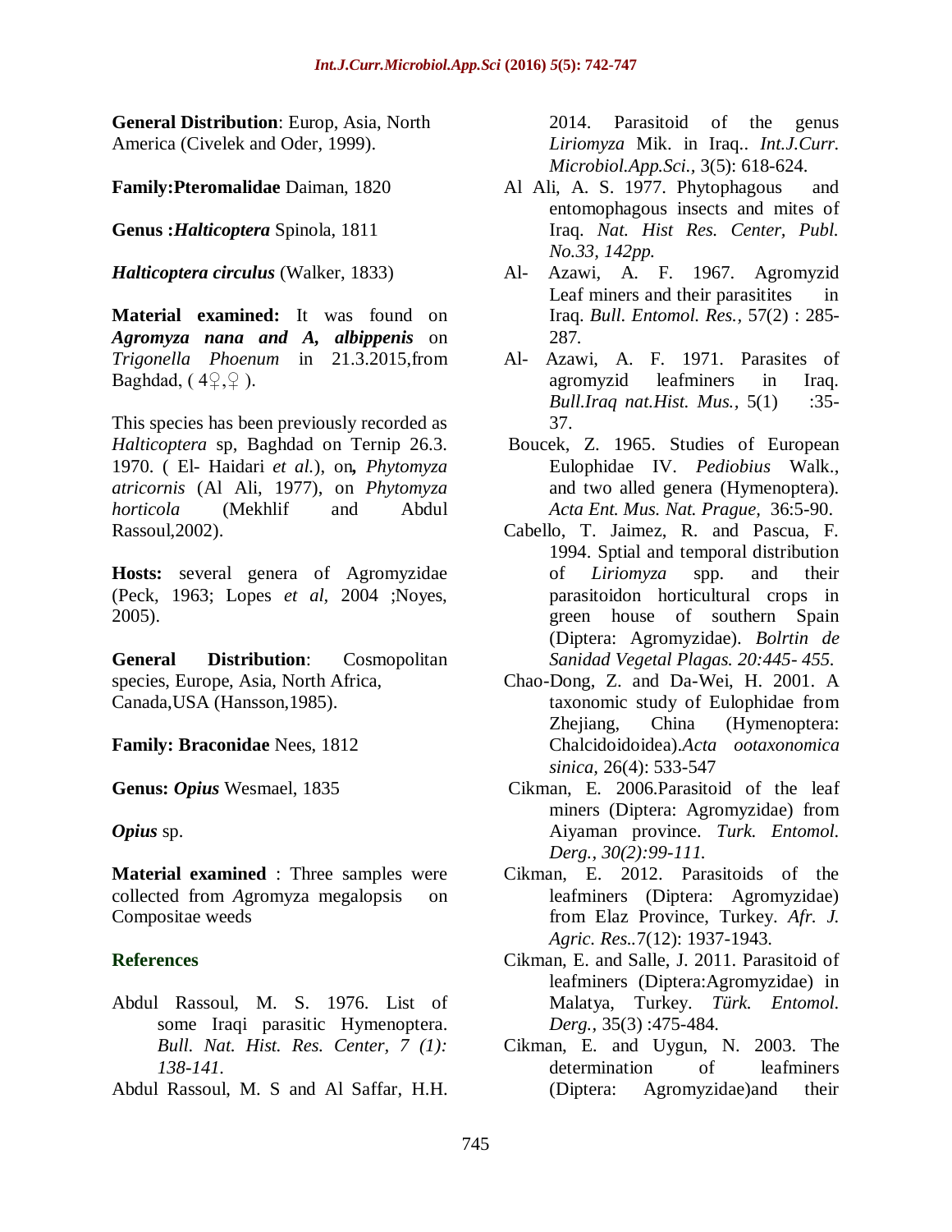**General Distribution**: Europ, Asia, North America (Civelek and Oder, 1999).

**Family:Pteromalidae** Daiman, 1820

**Genus :*Halticoptera*** Spinola, 1811

***Halticoptera circulus*** (Walker, 1833)

**Material examined:** It was found on ***Agromyza nana and A, albippenis*** on *Trigonella Phoenum* in 21.3.2015,from Baghdad, ( 4♀,♀ ).

This species has been previously recorded as *Halticoptera* sp, Baghdad on Ternip 26.3. 1970. ( El- Haidari *et al.*), on**,** *Phytomyza atricornis* (Al Ali, 1977), on *Phytomyza horticola* (Mekhlif and Abdul Rassoul,2002).

**Hosts:** several genera of Agromyzidae (Peck, 1963; Lopes *et al*, 2004 ;Noyes, 2005).

**General Distribution**: Cosmopolitan species, Europe, Asia, North Africa, Canada,USA (Hansson,1985).

**Family: Braconidae** Nees, 1812

**Genus: *Opius*** Wesmael, 1835

***Opius*** sp.

**Material examined** : Three samples were collected from *A*gromyza megalopsis on Compositae weeds

## References

Abdul Rassoul, M. S. 1976. List of some Iraqi parasitic Hymenoptera. *Bull. Nat. Hist. Res. Center, 7 (1): 138-141.*

Abdul Rassoul, M. S and Al Saffar, H.H. 2014. Parasitoid of the genus *Liriomyza* Mik. in Iraq.. *Int.J.Curr. Microbiol.App.Sci.*, 3(5): 618-624.

Al Ali, A. S. 1977. Phytophagous and entomophagous insects and mites of Iraq. *Nat. Hist Res. Center, Publ. No.33, 142pp.*

Al- Azawi, A. F. 1967. Agromyzid Leaf miners and their parasitites in Iraq. *Bull. Entomol. Res.*, 57(2) : 285-287.

Al- Azawi, A. F. 1971. Parasites of agromyzid leafminers in Iraq. *Bull.Iraq nat.Hist. Mus.*, 5(1) :35-37.

Boucek, Z. 1965. Studies of European Eulophidae IV. *Pediobius* Walk., and two alled genera (Hymenoptera). *Acta Ent. Mus. Nat. Prague,* 36:5-90.

Cabello, T. Jaimez, R. and Pascua, F. 1994. Sptial and temporal distribution of *Liriomyza* spp. and their parasitoidon horticultural crops in green house of southern Spain (Diptera: Agromyzidae). *Bolrtin de Sanidad Vegetal Plagas. 20:445- 455.*

Chao-Dong, Z. and Da-Wei, H. 2001. A taxonomic study of Eulophidae from Zhejiang, China (Hymenoptera: Chalcidoidoidea).*Acta ootaxonomica sinica,* 26(4): 533-547

Cikman, E. 2006.Parasitoid of the leaf miners (Diptera: Agromyzidae) from Aiyaman province. *Turk. Entomol. Derg., 30(2):99-111.*

Cikman, E. 2012. Parasitoids of the leafminers (Diptera: Agromyzidae) from Elaz Province, Turkey. *Afr. J. Agric. Res.*.7(12): 1937-1943.

Cikman, E. and Salle, J. 2011. Parasitoid of leafminers (Diptera:Agromyzidae) in Malatya, Turkey. *Türk. Entomol. Derg.*, 35(3) :475-484.

Cikman, E. and Uygun, N. 2003. The determination of leafminers (Diptera: Agromyzidae)and their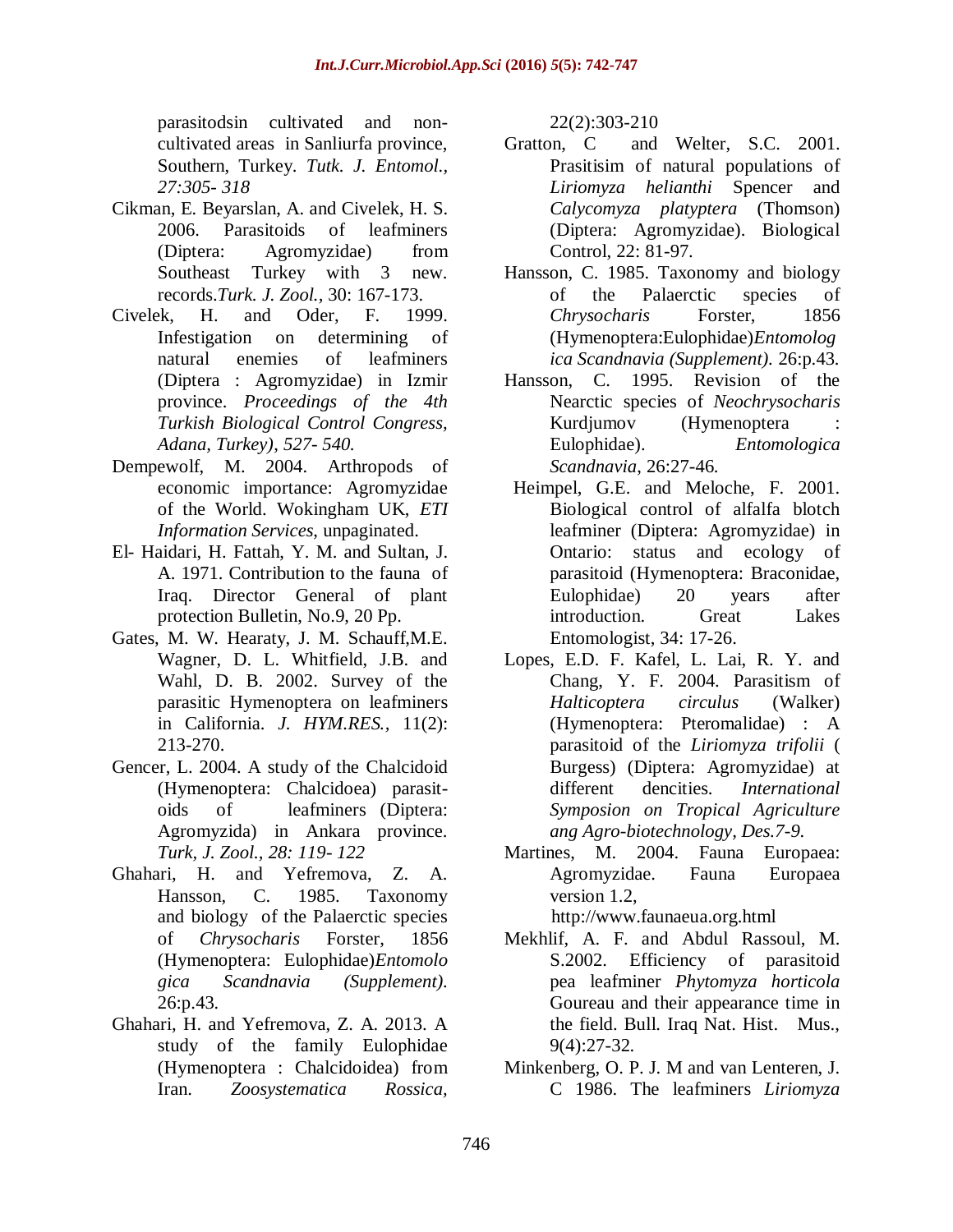parasitodsin cultivated and non-cultivated areas in Sanliurfa province, Southern, Turkey. *Tutk. J. Entomol., 27:305- 318*

Cikman, E. Beyarslan, A. and Civelek, H. S. 2006. Parasitoids of leafminers (Diptera: Agromyzidae) from Southeast Turkey with 3 new. records.*Turk. J. Zool.*, 30: 167-173.

Civelek, H. and Oder, F. 1999. Infestigation on determining of natural enemies of leafminers (Diptera : Agromyzidae) in Izmir province. *Proceedings of the 4th Turkish Biological Control Congress, Adana, Turkey), 527- 540.*

Dempewolf, M. 2004. Arthropods of economic importance: Agromyzidae of the World. Wokingham UK, *ETI Information Services*, unpaginated.

El- Haidari, H. Fattah, Y. M. and Sultan, J. A. 1971. Contribution to the fauna of Iraq. Director General of plant protection Bulletin, No.9, 20 Pp.

Gates, M. W. Hearaty, J. M. Schauff,M.E. Wagner, D. L. Whitfield, J.B. and Wahl, D. B. 2002. Survey of the parasitic Hymenoptera on leafminers in California. *J. HYM.RES.,* 11(2): 213-270.

Gencer, L. 2004. A study of the Chalcidoid (Hymenoptera: Chalcidoea) parasitoids of leafminers (Diptera: Agromyzida) in Ankara province. *Turk, J. Zool., 28: 119- 122*

Ghahari, H. and Yefremova, Z. A. Hansson, C. 1985. Taxonomy and biology of the Palaerctic species of *Chrysocharis* Forster, 1856 (Hymenoptera: Eulophidae)*Entomologica Scandnavia (Supplement).* 26:p.43.

Ghahari, H. and Yefremova, Z. A. 2013. A study of the family Eulophidae (Hymenoptera : Chalcidoidea) from Iran. *Zoosystematica Rossica,* 22(2):303-210

Gratton, C and Welter, S.C. 2001. Prasitisim of natural populations of *Liriomyza helianthi* Spencer and *Calycomyza platyptera* (Thomson) (Diptera: Agromyzidae). Biological Control, 22: 81-97.

Hansson, C. 1985. Taxonomy and biology of the Palaerctic species of *Chrysocharis* Forster, 1856 (Hymenoptera:Eulophidae)*Entomologica Scandnavia (Supplement).* 26:p.43.

Hansson, C. 1995. Revision of the Nearctic species of *Neochrysocharis* Kurdjumov (Hymenoptera : Eulophidae). *Entomologica Scandnavia*, 26:27-46.

Heimpel, G.E. and Meloche, F. 2001. Biological control of alfalfa blotch leafminer (Diptera: Agromyzidae) in Ontario: status and ecology of parasitoid (Hymenoptera: Braconidae, Eulophidae) 20 years after introduction. Great Lakes Entomologist, 34: 17-26.

Lopes, E.D. F. Kafel, L. Lai, R. Y. and Chang, Y. F. 2004. Parasitism of *Halticoptera circulus* (Walker) (Hymenoptera: Pteromalidae) : A parasitoid of the *Liriomyza trifolii* ( Burgess) (Diptera: Agromyzidae) at different dencities. *International Symposion on Tropical Agriculture ang Agro-biotechnology, Des.7-9.*

Martines, M. 2004. Fauna Europaea: Agromyzidae. Fauna Europaea version 1.2, http://www.faunaeua.org.html

Mekhlif, A. F. and Abdul Rassoul, M. S.2002. Efficiency of parasitoid pea leafminer *Phytomyza horticola* Goureau and their appearance time in the field. Bull. Iraq Nat. Hist. Mus., 9(4):27-32.

Minkenberg, O. P. J. M and van Lenteren, J. C 1986. The leafminers *Liriomyza*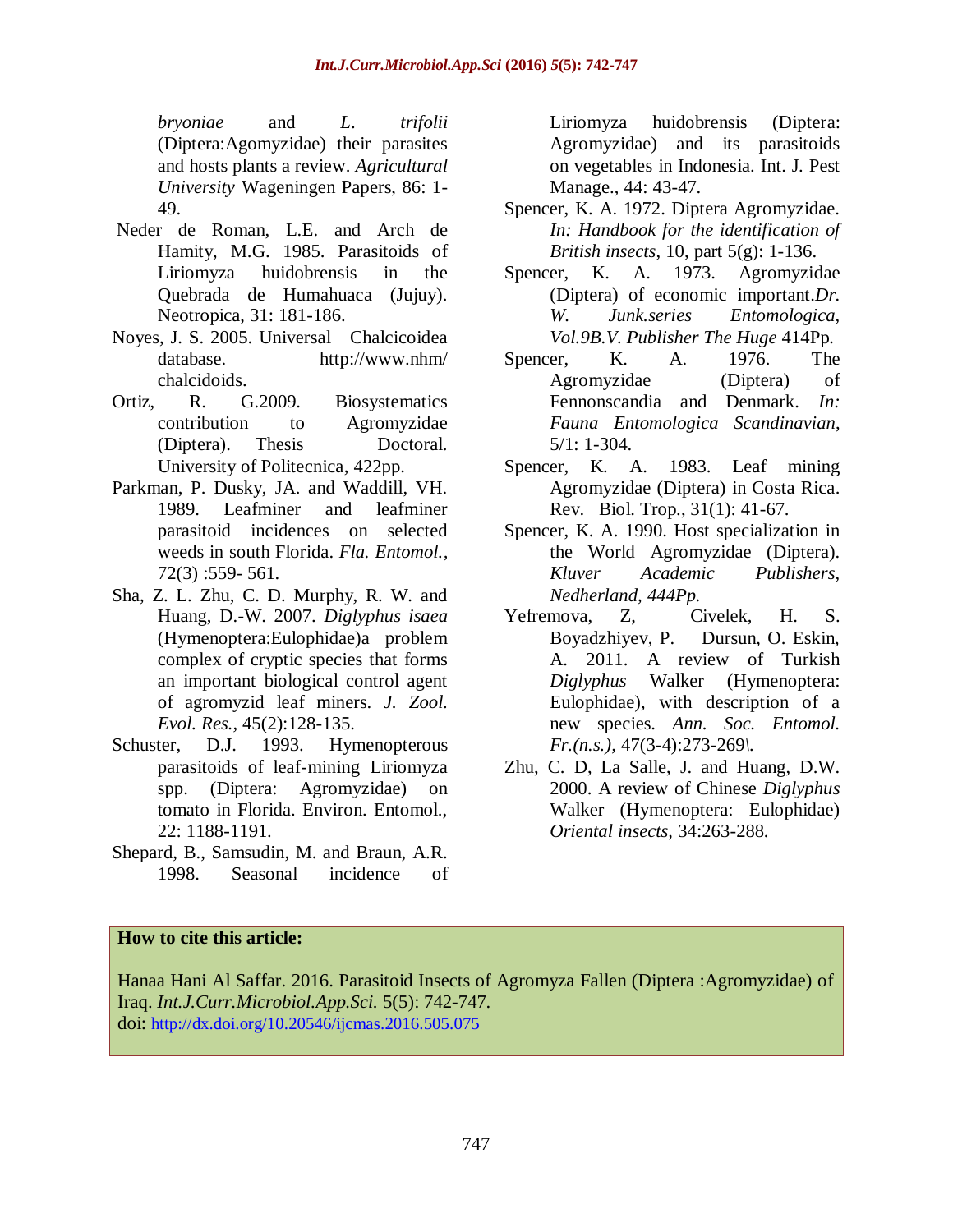*bryoniae* and *L. trifolii* (Diptera:Agomyzidae) their parasites and hosts plants a review. *Agricultural University* Wageningen Papers, 86: 1-49.

Neder de Roman, L.E. and Arch de Hamity, M.G. 1985. Parasitoids of Liriomyza huidobrensis in the Quebrada de Humahuaca (Jujuy). Neotropica, 31: 181-186.

Noyes, J. S. 2005. Universal Chalcicoidea database. http://www.nhm/chalcidoids.

Ortiz, R. G.2009. Biosystematics contribution to Agromyzidae (Diptera). Thesis Doctoral. University of Politecnica, 422pp.

Parkman, P. Dusky, JA. and Waddill, VH. 1989. Leafminer and leafminer parasitoid incidences on selected weeds in south Florida. *Fla. Entomol.*, 72(3) :559- 561.

Sha, Z. L. Zhu, C. D. Murphy, R. W. and Huang, D.-W. 2007. *Diglyphus isaea* (Hymenoptera:Eulophidae)a problem complex of cryptic species that forms an important biological control agent of agromyzid leaf miners. *J. Zool. Evol. Res.,* 45(2):128-135.

Schuster, D.J. 1993. Hymenopterous parasitoids of leaf-mining Liriomyza spp. (Diptera: Agromyzidae) on tomato in Florida. Environ. Entomol., 22: 1188-1191.

Shepard, B., Samsudin, M. and Braun, A.R. 1998. Seasonal incidence of Liriomyza huidobrensis (Diptera: Agromyzidae) and its parasitoids on vegetables in Indonesia. Int. J. Pest Manage., 44: 43-47.

Spencer, K. A. 1972. Diptera Agromyzidae. *In: Handbook for the identification of British insects*, 10, part 5(g): 1-136.

Spencer, K. A. 1973. Agromyzidae (Diptera) of economic important.*Dr. W. Junk.series Entomologica, Vol.9B.V. Publisher The Huge* 414Pp.

Spencer, K. A. 1976. The Agromyzidae (Diptera) of Fennonscandia and Denmark. *In: Fauna Entomologica Scandinavian*, 5/1: 1-304.

Spencer, K. A. 1983. Leaf mining Agromyzidae (Diptera) in Costa Rica. Rev. Biol. Trop., 31(1): 41-67.

Spencer, K. A. 1990. Host specialization in the World Agromyzidae (Diptera). *Kluver Academic Publishers, Nedherland, 444Pp.*

Yefremova, Z, Civelek, H. S. Boyadzhiyev, P. Dursun, O. Eskin, A. 2011. A review of Turkish *Diglyphus* Walker (Hymenoptera: Eulophidae), with description of a new species. *Ann. Soc. Entomol. Fr.(n.s.),* 47(3-4):273-269\.

Zhu, C. D, La Salle, J. and Huang, D.W. 2000. A review of Chinese *Diglyphus* Walker (Hymenoptera: Eulophidae) *Oriental insects*, 34:263-288.

**How to cite this article:**

Hanaa Hani Al Saffar. 2016. Parasitoid Insects of Agromyza Fallen (Diptera :Agromyzidae) of Iraq. *Int.J.Curr.Microbiol.App.Sci.* 5(5): 742-747.
doi: http://dx.doi.org/10.20546/ijcmas.2016.505.075